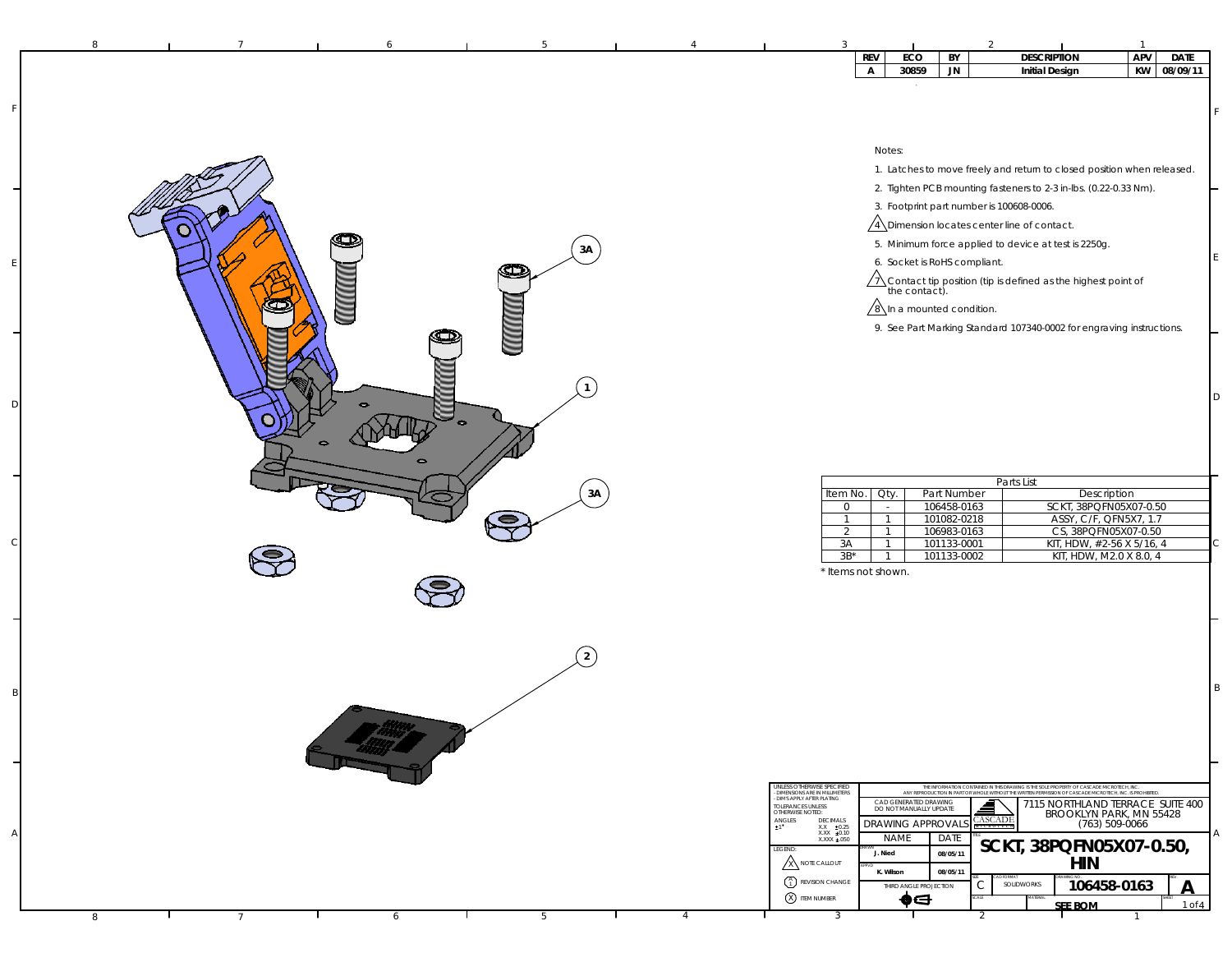| REV | ECO | BY | DESCRIPTION | APV | DATE |
|---|---|---|---|---|---|
| A | 30859 | JN | Initial Design | KW | 08/09/11 |

Notes:

1. Latches to move freely and return to closed position when released.
2. Tighten PCB mounting fasteners to 2-3 in-lbs. (0.22-0.33 Nm).
3. Footprint part number is 100608-0006.
4. Dimension locates center line of contact.
5. Minimum force applied to device at test is 2250g.
6. Socket is RoHS compliant.
7. Contact tip position (tip is defined as the highest point of the contact).
8. In a mounted condition.
9. See Part Marking Standard 107340-0002 for engraving instructions.

3A

1

3A

2

| Parts List | | | |
|---|---|---|---|
| Item No. | Qty. | Part Number | Description |
| 0 | - | 106458-0163 | SCKT, 38PQFN05X07-0.50 |
| 1 | 1 | 101082-0218 | ASSY, C/F, QFN5X7, 1.7 |
| 2 | 1 | 106983-0163 | CS, 38PQFN05X07-0.50 |
| 3A | 1 | 101133-0001 | KIT, HDW, #2-56 X 5/16, 4 |
| 3B* | 1 | 101133-0002 | KIT, HDW, M2.0 X 8.0, 4 |

* Items not shown.

UNLESS OTHERWISE SPECIFIED
- DIMENSIONS ARE IN MILLIMETERS
- DIM'S APPLY AFTER PLATING
TOLERANCES UNLESS OTHERWISE NOTED:
ANGLES ±1°
DECIMALS X.X ±0.25, X.XX ±0.10, X.XXX ±.050

LEGEND:
NOTE CALLOUT
REVISION CHANGE
ITEM NUMBER

THE INFORMATION CONTAINED IN THIS DRAWING IS THE SOLE PROPERTY OF CASCADE MICROTECH, INC. ANY REPRODUCTION IN PART OR WHOLE WITHOUT THE WRITTEN PERMISSION OF CASCADE MICROTECH, INC. IS PROHIBITED.

CAD GENERATED DRAWING DO NOT MANUALLY UPDATE

CASCADE MICROTECH

7115 NORTHLAND TERRACE SUITE 400
BROOKLYN PARK, MN 55428
(763) 509-0066

| DRAWING APPROVALS | |
|---|---|
| NAME | DATE |
| DRAWN: J. Nied | 08/05/11 |
| APPVD: K. Wilson | 08/05/11 |

THIRD ANGLE PROJECTION

TITLE: SCKT, 38PQFN05X07-0.50, HIN

SIZE: C | CAD FORMAT: SOLIDWORKS | DRAWING NO: 106458-0163 | REV: A

SCALE: | MATERIAL: SEE BOM | SHEET: 1 of 4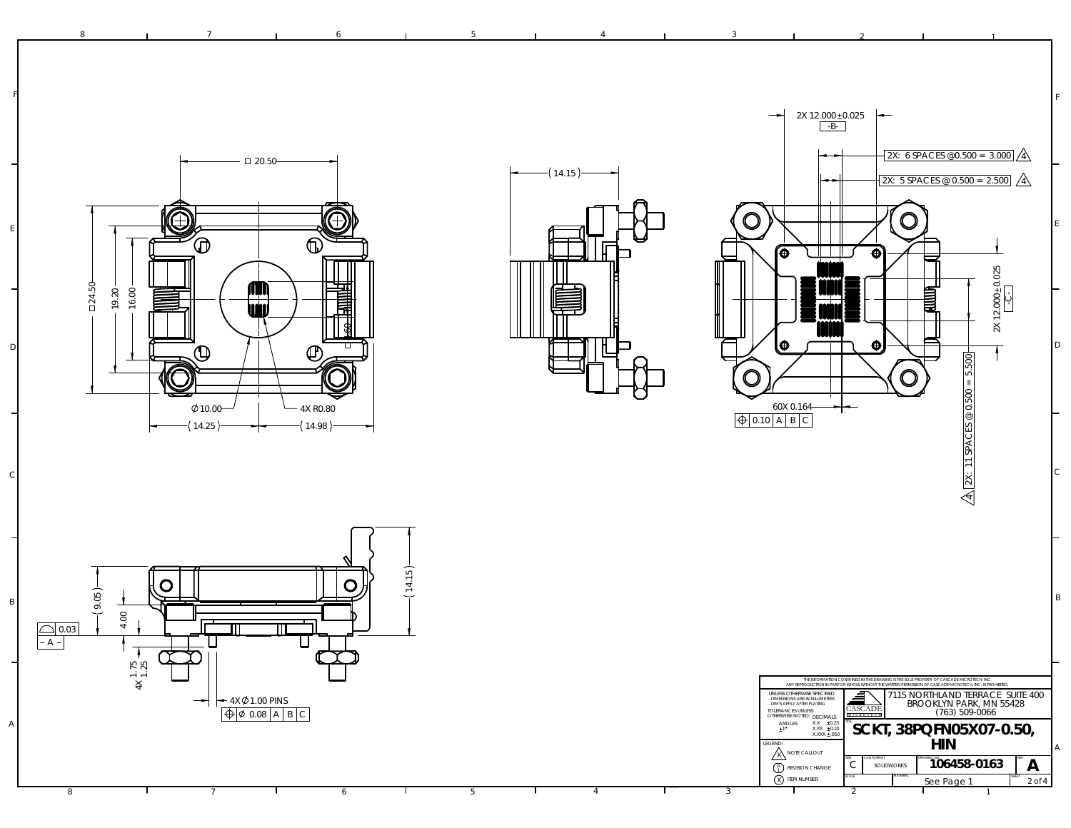2X 12.000±0.025
-B-

2X: 6 SPACES @ 0.500 = 3.000 ⚠4

2X: 5 SPACES @ 0.500 = 2.500 ⚠4

2X 12.000±0.025
-C-

2X: 11 SPACES @ 0.500 = 5.500 ⚠4

60X 0.164

| ⌖ | 0.10 | A | B | C |
|---|---|---|---|---|

□ 20.50

□ 24.50

19.20

16.00

.60

Ø 10.00

4X R0.80

(14.25)

(14.98)

(14.15)

(9.05)

4.00

4X 1.75
1.25

(14.15)

| ⌓ | 0.03 |
|---|---|

– A –

4X Ø 1.00 PINS

| ⌖ | Ø 0.08 | A | B | C |
|---|---|---|---|---|

THE INFORMATION CONTAINED IN THIS DRAWING IS THE SOLE PROPERTY OF CASCADE MICROTECH, INC. ANY REPRODUCTION IN PART OR WHOLE WITHOUT THE WRITTEN PERMISSION OF CASCADE MICROTECH, INC. IS PROHIBITED.

UNLESS OTHERWISE SPECIFIED
- DIMENSIONS ARE IN MILLIMETERS
- DIM'S APPLY AFTER PLATING

TOLERANCES UNLESS OTHERWISE NOTED:

| ANGLES | DECIMALS | |
|---|---|---|
| ±1° | X.X | ±0.25 |
| | X.XX | ±0.10 |
| | X.XXX | ±.050 |

LEGEND:
- X (triangle) NOTE CALLOUT
- A/1 REVISION CHANGE
- X (circle) ITEM NUMBER

CASCADE MICROTECH

7115 NORTHLAND TERRACE SUITE 400
BROOKLYN PARK, MN 55428
(763) 509-0066

TITLE: **SCKT, 38PQFN05X07-0.50, HIN**

| SIZE | CAD FORMAT | DRAWING NO. | REV. |
|---|---|---|---|
| C | SOLIDWORKS | 106458-0163 | A |

| SCALE | MATERIAL | SHEET |
|---|---|---|
| | See Page 1 | 2 of 4 |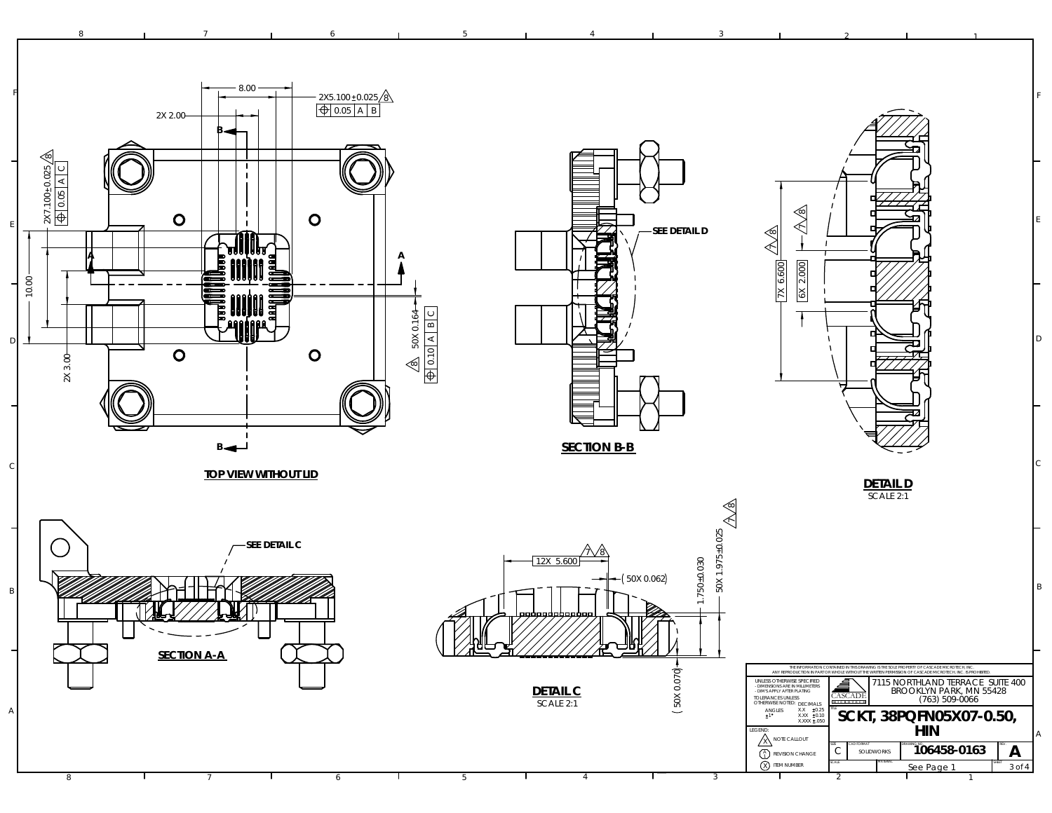## TOP VIEW WITHOUT LID

8.00

2X5.100±0.025 ⚠8

⊕ 0.05 | A | B

2X 2.00

2X7.100±0.025 ⚠8

⊕ 0.05 | A | C

10.00

2X 3.00

50X 0.164

⚠8 ⊕ 0.10 | A | B | C

B — B

A — A

## SECTION B-B

SEE DETAIL D

## DETAIL D

SCALE 2:1

⚠7 ⚠8 7X 6.600

⚠7 ⚠8 6X 2.000

## SECTION A-A

SEE DETAIL C

## DETAIL C

SCALE 2:1

12X 5.600 ⚠7 ⚠8

(50X 0.062)

1.750±0.030

50X 1.975±0.025 ⚠7 ⚠8

(50X 0.070)

---

THE INFORMATION CONTAINED IN THIS DRAWING IS THE SOLE PROPERTY OF CASCADE MICROTECH, INC. ANY REPRODUCTION IN PART OR WHOLE WITHOUT THE WRITTEN PERMISSION OF CASCADE MICROTECH, INC. IS PROHIBITED.

UNLESS OTHERWISE SPECIFIED
- DIMENSIONS ARE IN MILLIMETERS
- DIM'S APPLY AFTER PLATING

TOLERANCES UNLESS OTHERWISE NOTED:

| | DECIMALS | |
|---|---|---|
| ANGLES ±1° | X.X | ±0.25 |
| | X.XX | ±0.10 |
| | X.XXX | ±.050 |

LEGEND:
- (X) NOTE CALLOUT
- (A/1) REVISION CHANGE
- (X) ITEM NUMBER

CASCADE MICROTECH

7115 NORTHLAND TERRACE SUITE 400
BROOKLYN PARK, MN 55428
(763) 509-0066

TITLE: **SCKT, 38PQFN05X07-0.50, HIN**

| SIZE | CAD FORMAT | DRAWING NO. | REV. |
|---|---|---|---|
| C | SOLIDWORKS | 106458-0163 | A |

| SCALE | MATERIAL | SHEET |
|---|---|---|
| | See Page 1 | 3 of 4 |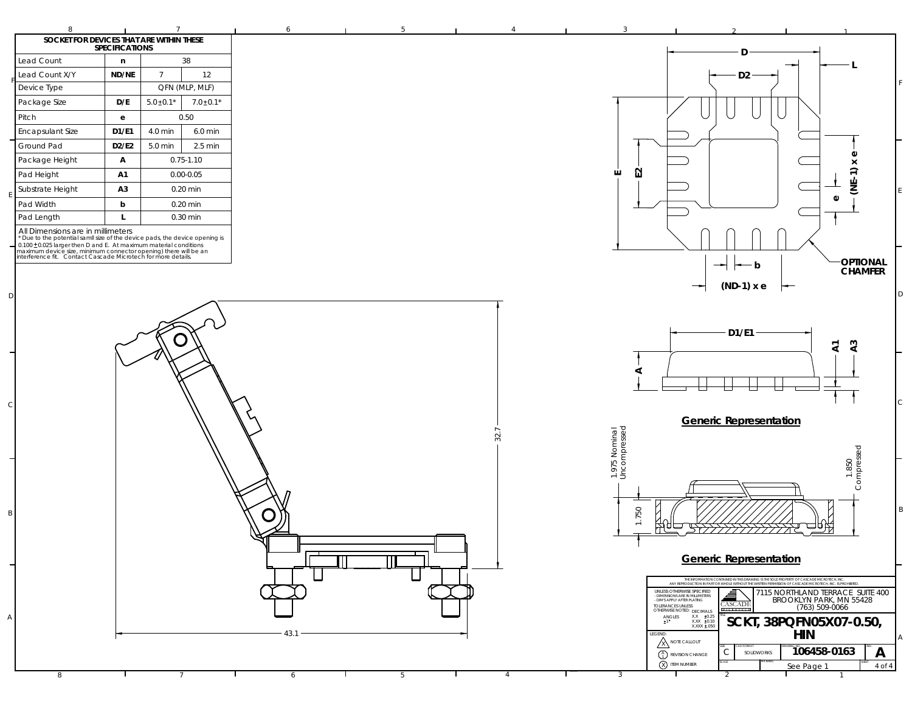| SOCKET FOR DEVICES THAT ARE WITHIN THESE SPECIFICATIONS | | | |
|---|---|---|---|
| Lead Count | n | 38 | |
| Lead Count X/Y | ND/NE | 7 | 12 |
| Device Type | | QFN (MLP, MLF) | |
| Package Size | D/E | 5.0±0.1* | 7.0±0.1* |
| Pitch | e | 0.50 | |
| Encapsulant Size | D1/E1 | 4.0 min | 6.0 min |
| Ground Pad | D2/E2 | 5.0 min | 2.5 min |
| Package Height | A | 0.75-1.10 | |
| Pad Height | A1 | 0.00-0.05 | |
| Substrate Height | A3 | 0.20 min | |
| Pad Width | b | 0.20 min | |
| Pad Length | L | 0.30 min | |

All Dimensions are in millimeters

\* Due to the potential small size of the device pads, the device opening is 0.100±0.025 larger then D and E. At maximum material conditions maximum device size, minimum connector opening) there will be an interference fit. Contact Cascade Microtech for more details.

D
D2
L
E
E2
(NE-1) x e
e
b
(ND-1) x e
OPTIONAL CHAMFER

D1/E1
A
A1
A3

**Generic Representation**

1.975 Nominal Uncompressed
1.750
1.850 Compressed

**Generic Representation**

32.7
43.1

THE INFORMATION CONTAINED IN THIS DRAWING IS THE SOLE PROPERTY OF CASCADE MICROTECH, INC. ANY REPRODUCTION IN PART OR WHOLE WITHOUT THE WRITTEN PERMISSION OF CASCADE MICROTECH, INC. IS PROHIBITED.

UNLESS OTHERWISE SPECIFIED
- DIMENSIONS ARE IN MILLIMETERS
- DIM'S APPLY AFTER PLATING

TOLERANCES UNLESS OTHERWISE NOTED:

ANGLES ±1°

DECIMALS
X.X ±0.25
X.XX ±0.10
X.XXX ±.050

LEGEND:
NOTE CALLOUT
REVISION CHANGE
ITEM NUMBER

CASCADE MICROTECH

7115 NORTHLAND TERRACE SUITE 400
BROOKLYN PARK, MN 55428
(763) 509-0066

TITLE: SCKT, 38PQFN05X07-0.50, HIN

SIZE: C
CAD FORMAT: SOLIDWORKS
DRAWING NO: 106458-0163
REV: A
SCALE:
MATERIAL: See Page 1
SHEET: 4 of 4